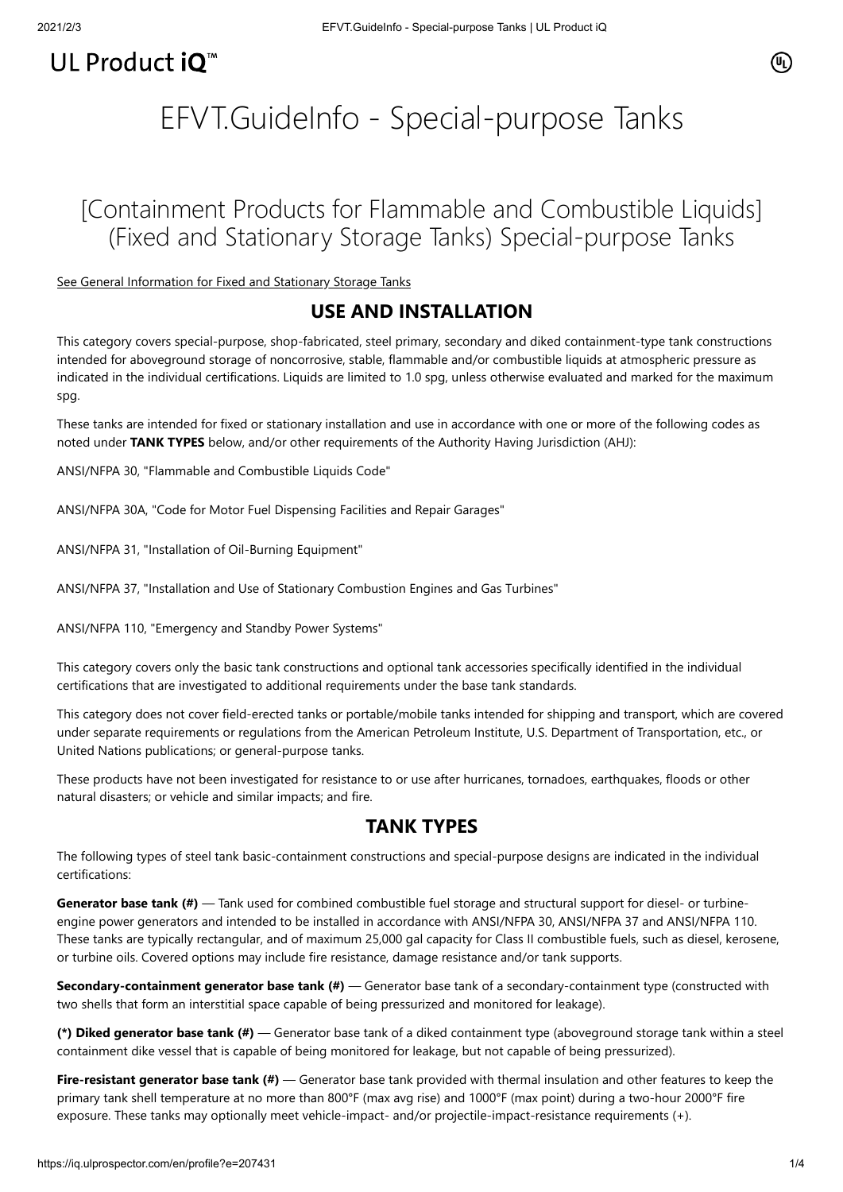UL Product iQ™

# EFVT.GuideInfo - Special-purpose Tanks

## [Containment Products for Flammable and Combustible Liquids] (Fixed and Stationary Storage Tanks) Special-purpose Tanks

See General Information for Fixed and Stationary Storage Tanks

### USE AND INSTALLATION

This category covers special-purpose, shop-fabricated, steel primary, secondary and diked containment-type tank constructions intended for aboveground storage of noncorrosive, stable, flammable and/or combustible liquids at atmospheric pressure as indicated in the individual certifications. Liquids are limited to 1.0 spg, unless otherwise evaluated and marked for the maximum spg.

These tanks are intended for fixed or stationary installation and use in accordance with one or more of the following codes as noted under **TANK TYPES** below, and/or other requirements of the Authority Having Jurisdiction (AHJ):

ANSI/NFPA 30, "Flammable and Combustible Liquids Code"

ANSI/NFPA 30A, "Code for Motor Fuel Dispensing Facilities and Repair Garages"

ANSI/NFPA 31, "Installation of Oil-Burning Equipment"

ANSI/NFPA 37, "Installation and Use of Stationary Combustion Engines and Gas Turbines"

ANSI/NFPA 110, "Emergency and Standby Power Systems"

This category covers only the basic tank constructions and optional tank accessories specifically identified in the individual certifications that are investigated to additional requirements under the base tank standards.

This category does not cover field-erected tanks or portable/mobile tanks intended for shipping and transport, which are covered under separate requirements or regulations from the American Petroleum Institute, U.S. Department of Transportation, etc., or United Nations publications; or general-purpose tanks.

These products have not been investigated for resistance to or use after hurricanes, tornadoes, earthquakes, floods or other natural disasters; or vehicle and similar impacts; and fire.

### TANK TYPES

The following types of steel tank basic-containment constructions and special-purpose designs are indicated in the individual certifications:

**Generator base tank (#)** — Tank used for combined combustible fuel storage and structural support for diesel- or turbine-engine power generators and intended to be installed in accordance with ANSI/NFPA 30, ANSI/NFPA 37 and ANSI/NFPA 110. These tanks are typically rectangular, and of maximum 25,000 gal capacity for Class II combustible fuels, such as diesel, kerosene, or turbine oils. Covered options may include fire resistance, damage resistance and/or tank supports.

**Secondary-containment generator base tank (#)** — Generator base tank of a secondary-containment type (constructed with two shells that form an interstitial space capable of being pressurized and monitored for leakage).

**(*) Diked generator base tank (#)** — Generator base tank of a diked containment type (aboveground storage tank within a steel containment dike vessel that is capable of being monitored for leakage, but not capable of being pressurized).

**Fire-resistant generator base tank (#)** — Generator base tank provided with thermal insulation and other features to keep the primary tank shell temperature at no more than 800°F (max avg rise) and 1000°F (max point) during a two-hour 2000°F fire exposure. These tanks may optionally meet vehicle-impact- and/or projectile-impact-resistance requirements (+).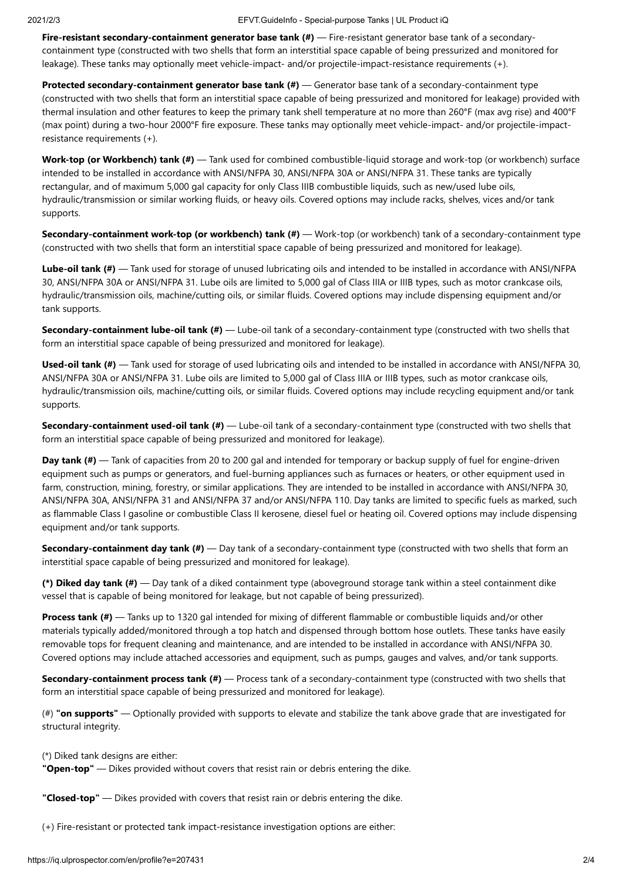**Fire-resistant secondary-containment generator base tank (#)** — Fire-resistant generator base tank of a secondary-containment type (constructed with two shells that form an interstitial space capable of being pressurized and monitored for leakage). These tanks may optionally meet vehicle-impact- and/or projectile-impact-resistance requirements (+).

**Protected secondary-containment generator base tank (#)** — Generator base tank of a secondary-containment type (constructed with two shells that form an interstitial space capable of being pressurized and monitored for leakage) provided with thermal insulation and other features to keep the primary tank shell temperature at no more than 260°F (max avg rise) and 400°F (max point) during a two-hour 2000°F fire exposure. These tanks may optionally meet vehicle-impact- and/or projectile-impact-resistance requirements (+).

**Work-top (or Workbench) tank (#)** — Tank used for combined combustible-liquid storage and work-top (or workbench) surface intended to be installed in accordance with ANSI/NFPA 30, ANSI/NFPA 30A or ANSI/NFPA 31. These tanks are typically rectangular, and of maximum 5,000 gal capacity for only Class IIIB combustible liquids, such as new/used lube oils, hydraulic/transmission or similar working fluids, or heavy oils. Covered options may include racks, shelves, vices and/or tank supports.

**Secondary-containment work-top (or workbench) tank (#)** — Work-top (or workbench) tank of a secondary-containment type (constructed with two shells that form an interstitial space capable of being pressurized and monitored for leakage).

**Lube-oil tank (#)** — Tank used for storage of unused lubricating oils and intended to be installed in accordance with ANSI/NFPA 30, ANSI/NFPA 30A or ANSI/NFPA 31. Lube oils are limited to 5,000 gal of Class IIIA or IIIB types, such as motor crankcase oils, hydraulic/transmission oils, machine/cutting oils, or similar fluids. Covered options may include dispensing equipment and/or tank supports.

**Secondary-containment lube-oil tank (#)** — Lube-oil tank of a secondary-containment type (constructed with two shells that form an interstitial space capable of being pressurized and monitored for leakage).

**Used-oil tank (#)** — Tank used for storage of used lubricating oils and intended to be installed in accordance with ANSI/NFPA 30, ANSI/NFPA 30A or ANSI/NFPA 31. Lube oils are limited to 5,000 gal of Class IIIA or IIIB types, such as motor crankcase oils, hydraulic/transmission oils, machine/cutting oils, or similar fluids. Covered options may include recycling equipment and/or tank supports.

**Secondary-containment used-oil tank (#)** — Lube-oil tank of a secondary-containment type (constructed with two shells that form an interstitial space capable of being pressurized and monitored for leakage).

**Day tank (#)** — Tank of capacities from 20 to 200 gal and intended for temporary or backup supply of fuel for engine-driven equipment such as pumps or generators, and fuel-burning appliances such as furnaces or heaters, or other equipment used in farm, construction, mining, forestry, or similar applications. They are intended to be installed in accordance with ANSI/NFPA 30, ANSI/NFPA 30A, ANSI/NFPA 31 and ANSI/NFPA 37 and/or ANSI/NFPA 110. Day tanks are limited to specific fuels as marked, such as flammable Class I gasoline or combustible Class II kerosene, diesel fuel or heating oil. Covered options may include dispensing equipment and/or tank supports.

**Secondary-containment day tank (#)** — Day tank of a secondary-containment type (constructed with two shells that form an interstitial space capable of being pressurized and monitored for leakage).

**(*) Diked day tank (#)** — Day tank of a diked containment type (aboveground storage tank within a steel containment dike vessel that is capable of being monitored for leakage, but not capable of being pressurized).

**Process tank (#)** — Tanks up to 1320 gal intended for mixing of different flammable or combustible liquids and/or other materials typically added/monitored through a top hatch and dispensed through bottom hose outlets. These tanks have easily removable tops for frequent cleaning and maintenance, and are intended to be installed in accordance with ANSI/NFPA 30. Covered options may include attached accessories and equipment, such as pumps, gauges and valves, and/or tank supports.

**Secondary-containment process tank (#)** — Process tank of a secondary-containment type (constructed with two shells that form an interstitial space capable of being pressurized and monitored for leakage).

(#) **"on supports"** — Optionally provided with supports to elevate and stabilize the tank above grade that are investigated for structural integrity.

(*) Diked tank designs are either:
**"Open-top"** — Dikes provided without covers that resist rain or debris entering the dike.

**"Closed-top"** — Dikes provided with covers that resist rain or debris entering the dike.

(+) Fire-resistant or protected tank impact-resistance investigation options are either: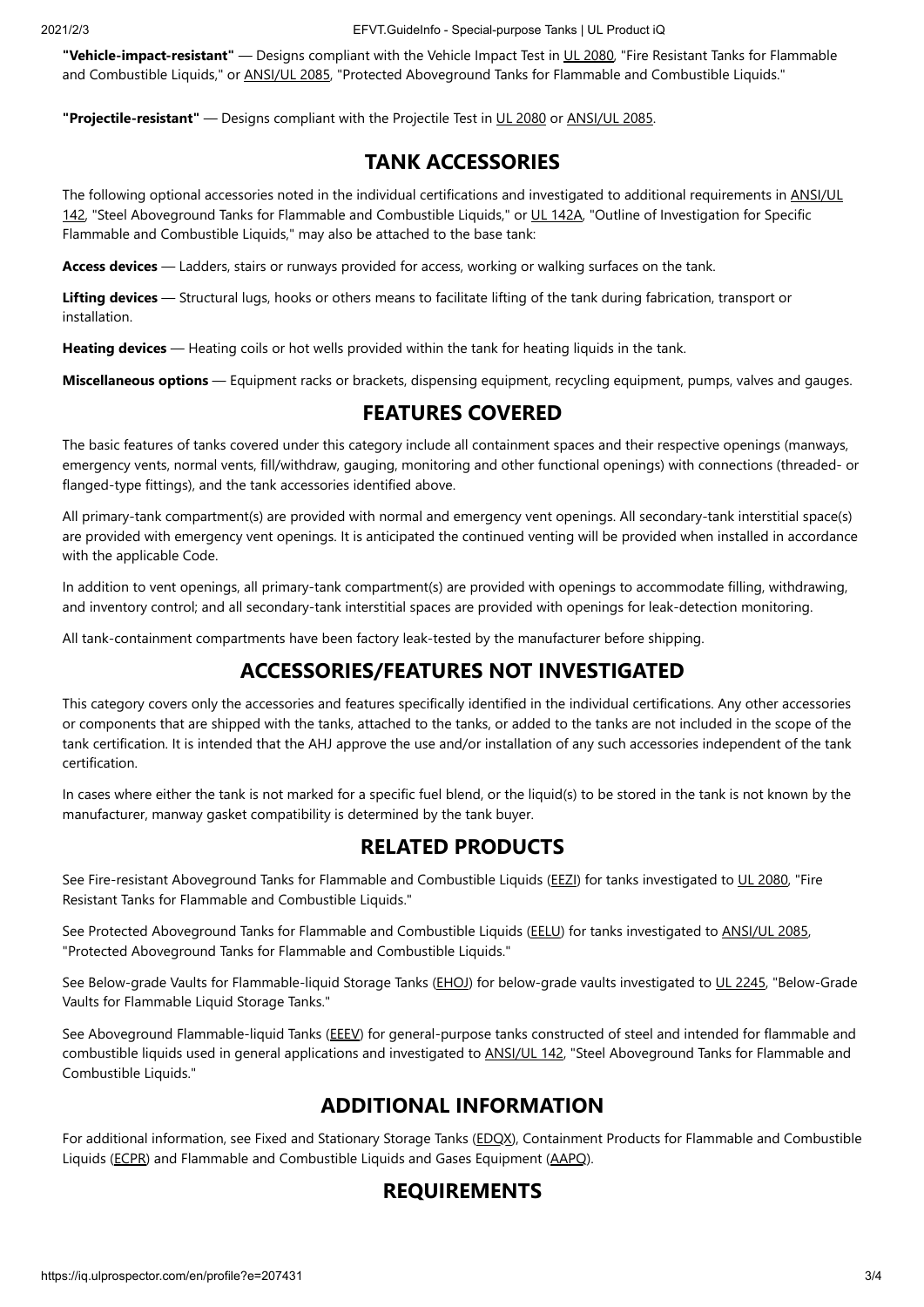**"Vehicle-impact-resistant"** — Designs compliant with the Vehicle Impact Test in UL 2080, "Fire Resistant Tanks for Flammable and Combustible Liquids," or ANSI/UL 2085, "Protected Aboveground Tanks for Flammable and Combustible Liquids."

**"Projectile-resistant"** — Designs compliant with the Projectile Test in UL 2080 or ANSI/UL 2085.

## TANK ACCESSORIES

The following optional accessories noted in the individual certifications and investigated to additional requirements in ANSI/UL 142, "Steel Aboveground Tanks for Flammable and Combustible Liquids," or UL 142A, "Outline of Investigation for Specific Flammable and Combustible Liquids," may also be attached to the base tank:

**Access devices** — Ladders, stairs or runways provided for access, working or walking surfaces on the tank.

**Lifting devices** — Structural lugs, hooks or others means to facilitate lifting of the tank during fabrication, transport or installation.

**Heating devices** — Heating coils or hot wells provided within the tank for heating liquids in the tank.

**Miscellaneous options** — Equipment racks or brackets, dispensing equipment, recycling equipment, pumps, valves and gauges.

## FEATURES COVERED

The basic features of tanks covered under this category include all containment spaces and their respective openings (manways, emergency vents, normal vents, fill/withdraw, gauging, monitoring and other functional openings) with connections (threaded- or flanged-type fittings), and the tank accessories identified above.

All primary-tank compartment(s) are provided with normal and emergency vent openings. All secondary-tank interstitial space(s) are provided with emergency vent openings. It is anticipated the continued venting will be provided when installed in accordance with the applicable Code.

In addition to vent openings, all primary-tank compartment(s) are provided with openings to accommodate filling, withdrawing, and inventory control; and all secondary-tank interstitial spaces are provided with openings for leak-detection monitoring.

All tank-containment compartments have been factory leak-tested by the manufacturer before shipping.

## ACCESSORIES/FEATURES NOT INVESTIGATED

This category covers only the accessories and features specifically identified in the individual certifications. Any other accessories or components that are shipped with the tanks, attached to the tanks, or added to the tanks are not included in the scope of the tank certification. It is intended that the AHJ approve the use and/or installation of any such accessories independent of the tank certification.

In cases where either the tank is not marked for a specific fuel blend, or the liquid(s) to be stored in the tank is not known by the manufacturer, manway gasket compatibility is determined by the tank buyer.

## RELATED PRODUCTS

See Fire-resistant Aboveground Tanks for Flammable and Combustible Liquids (EEZI) for tanks investigated to UL 2080, "Fire Resistant Tanks for Flammable and Combustible Liquids."

See Protected Aboveground Tanks for Flammable and Combustible Liquids (EELU) for tanks investigated to ANSI/UL 2085, "Protected Aboveground Tanks for Flammable and Combustible Liquids."

See Below-grade Vaults for Flammable-liquid Storage Tanks (EHOJ) for below-grade vaults investigated to UL 2245, "Below-Grade Vaults for Flammable Liquid Storage Tanks."

See Aboveground Flammable-liquid Tanks (EEEV) for general-purpose tanks constructed of steel and intended for flammable and combustible liquids used in general applications and investigated to ANSI/UL 142, "Steel Aboveground Tanks for Flammable and Combustible Liquids."

## ADDITIONAL INFORMATION

For additional information, see Fixed and Stationary Storage Tanks (EDQX), Containment Products for Flammable and Combustible Liquids (ECPR) and Flammable and Combustible Liquids and Gases Equipment (AAPQ).

## REQUIREMENTS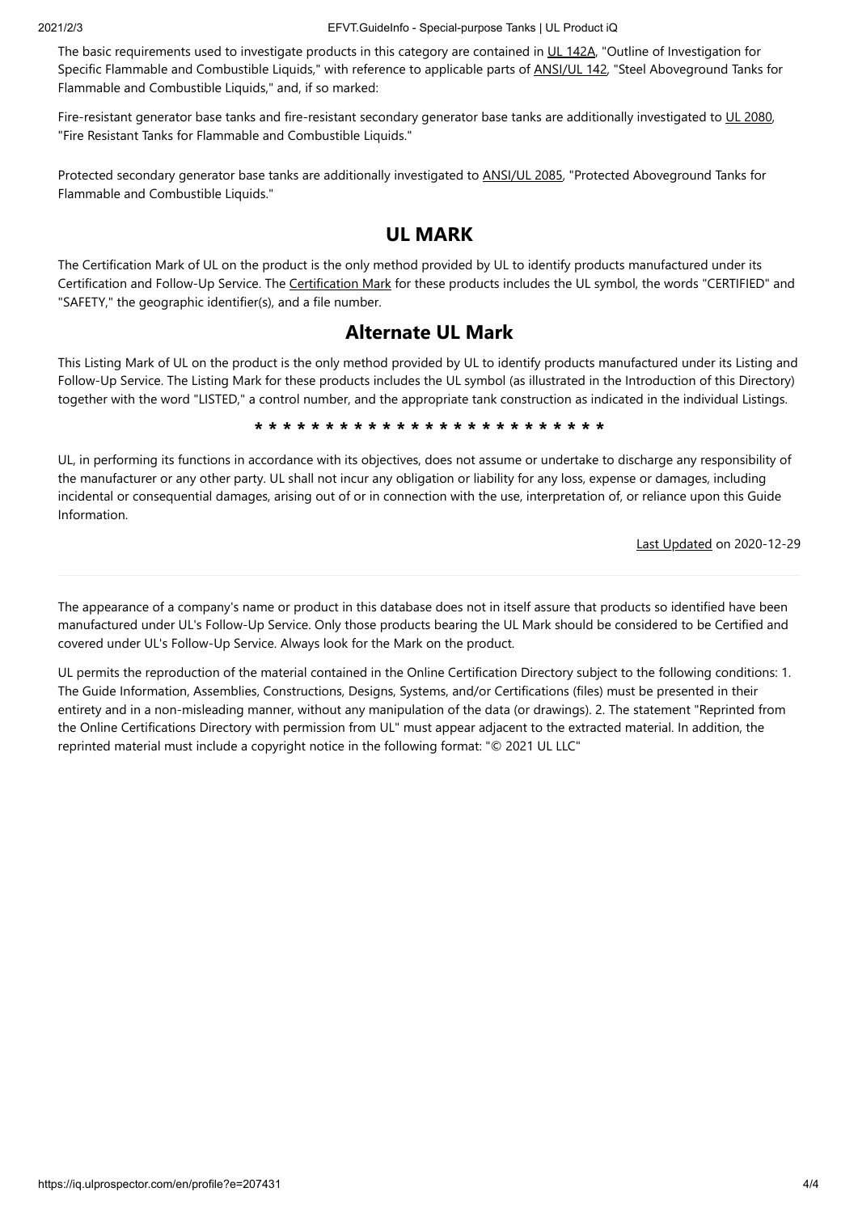The basic requirements used to investigate products in this category are contained in UL 142A, "Outline of Investigation for Specific Flammable and Combustible Liquids," with reference to applicable parts of ANSI/UL 142, "Steel Aboveground Tanks for Flammable and Combustible Liquids," and, if so marked:

Fire-resistant generator base tanks and fire-resistant secondary generator base tanks are additionally investigated to UL 2080, "Fire Resistant Tanks for Flammable and Combustible Liquids."

Protected secondary generator base tanks are additionally investigated to ANSI/UL 2085, "Protected Aboveground Tanks for Flammable and Combustible Liquids."

## UL MARK

The Certification Mark of UL on the product is the only method provided by UL to identify products manufactured under its Certification and Follow-Up Service. The Certification Mark for these products includes the UL symbol, the words "CERTIFIED" and "SAFETY," the geographic identifier(s), and a file number.

## Alternate UL Mark

This Listing Mark of UL on the product is the only method provided by UL to identify products manufactured under its Listing and Follow-Up Service. The Listing Mark for these products includes the UL symbol (as illustrated in the Introduction of this Directory) together with the word "LISTED," a control number, and the appropriate tank construction as indicated in the individual Listings.

* * * * * * * * * * * * * * * * * * * * * * * * *

UL, in performing its functions in accordance with its objectives, does not assume or undertake to discharge any responsibility of the manufacturer or any other party. UL shall not incur any obligation or liability for any loss, expense or damages, including incidental or consequential damages, arising out of or in connection with the use, interpretation of, or reliance upon this Guide Information.

Last Updated on 2020-12-29

---

The appearance of a company's name or product in this database does not in itself assure that products so identified have been manufactured under UL's Follow-Up Service. Only those products bearing the UL Mark should be considered to be Certified and covered under UL's Follow-Up Service. Always look for the Mark on the product.

UL permits the reproduction of the material contained in the Online Certification Directory subject to the following conditions: 1. The Guide Information, Assemblies, Constructions, Designs, Systems, and/or Certifications (files) must be presented in their entirety and in a non-misleading manner, without any manipulation of the data (or drawings). 2. The statement "Reprinted from the Online Certifications Directory with permission from UL" must appear adjacent to the extracted material. In addition, the reprinted material must include a copyright notice in the following format: "© 2021 UL LLC"